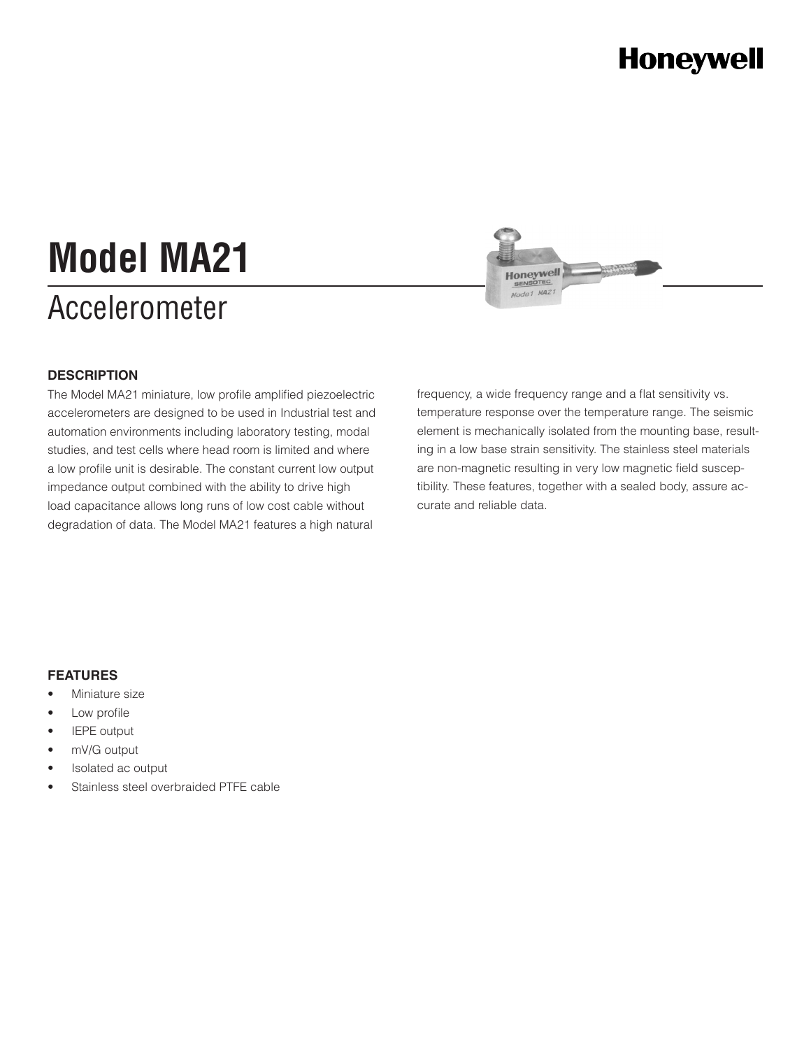Honeywell

# Model MA21

## Accelerometer

### DESCRIPTION

The Model MA21 miniature, low profile amplified piezoelectric accelerometers are designed to be used in Industrial test and automation environments including laboratory testing, modal studies, and test cells where head room is limited and where a low profile unit is desirable. The constant current low output impedance output combined with the ability to drive high load capacitance allows long runs of low cost cable without degradation of data. The Model MA21 features a high natural frequency, a wide frequency range and a flat sensitivity vs. temperature response over the temperature range. The seismic element is mechanically isolated from the mounting base, resulting in a low base strain sensitivity. The stainless steel materials are non-magnetic resulting in very low magnetic field susceptibility. These features, together with a sealed body, assure accurate and reliable data.

### FEATURES

- Miniature size
- Low profile
- IEPE output
- mV/G output
- Isolated ac output
- Stainless steel overbraided PTFE cable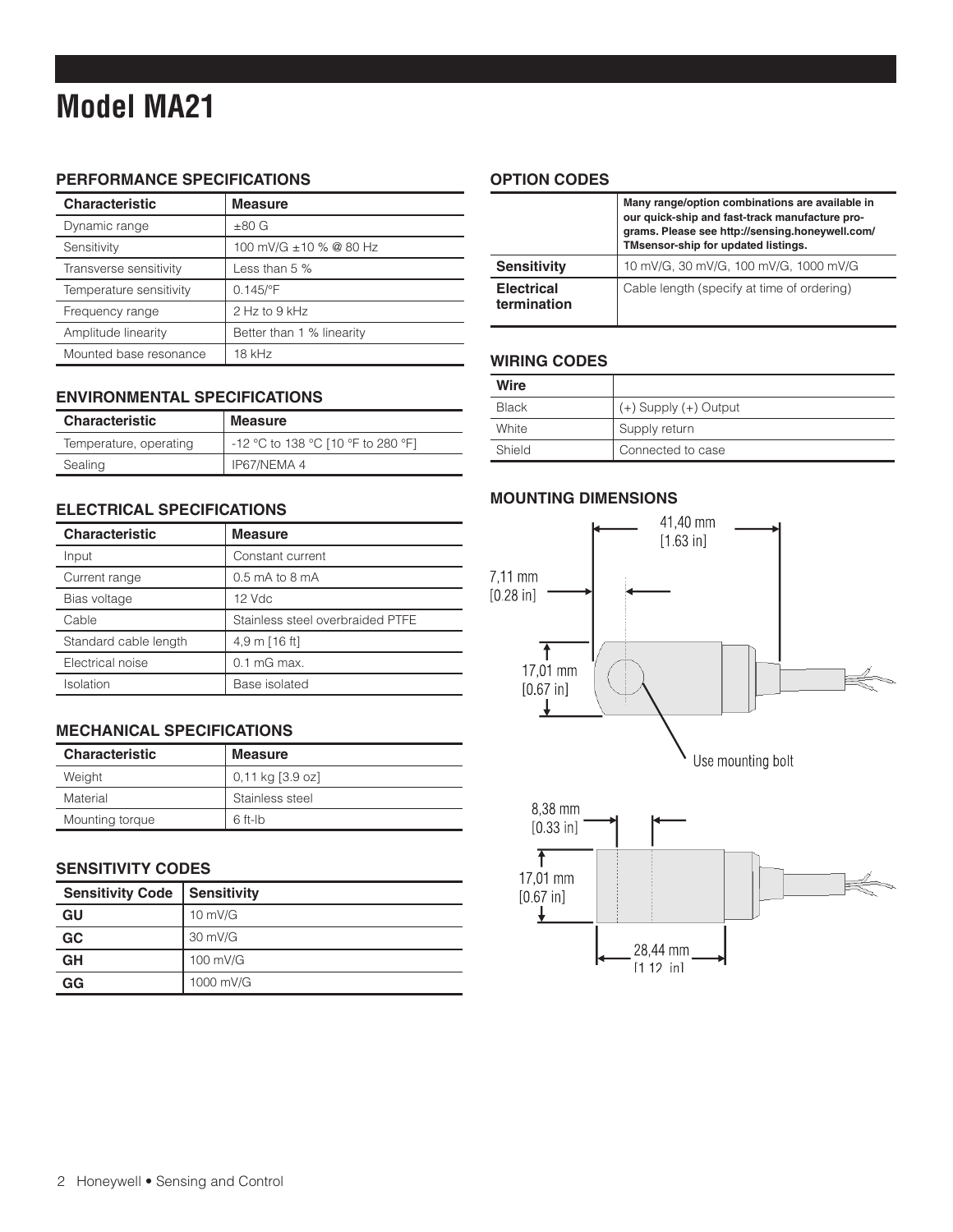# Model MA21

## PERFORMANCE SPECIFICATIONS

| Characteristic | Measure |
|---|---|
| Dynamic range | ±80 G |
| Sensitivity | 100 mV/G ±10 % @ 80 Hz |
| Transverse sensitivity | Less than 5 % |
| Temperature sensitivity | 0.145/°F |
| Frequency range | 2 Hz to 9 kHz |
| Amplitude linearity | Better than 1 % linearity |
| Mounted base resonance | 18 kHz |

## ENVIRONMENTAL SPECIFICATIONS

| Characteristic | Measure |
|---|---|
| Temperature, operating | -12 °C to 138 °C [10 °F to 280 °F] |
| Sealing | IP67/NEMA 4 |

## ELECTRICAL SPECIFICATIONS

| Characteristic | Measure |
|---|---|
| Input | Constant current |
| Current range | 0.5 mA to 8 mA |
| Bias voltage | 12 Vdc |
| Cable | Stainless steel overbraided PTFE |
| Standard cable length | 4,9 m [16 ft] |
| Electrical noise | 0.1 mG max. |
| Isolation | Base isolated |

## MECHANICAL SPECIFICATIONS

| Characteristic | Measure |
|---|---|
| Weight | 0,11 kg [3.9 oz] |
| Material | Stainless steel |
| Mounting torque | 6 ft-lb |

## SENSITIVITY CODES

| Sensitivity Code | Sensitivity |
|---|---|
| **GU** | 10 mV/G |
| **GC** | 30 mV/G |
| **GH** | 100 mV/G |
| **GG** | 1000 mV/G |

## OPTION CODES

| | **Many range/option combinations are available in our quick-ship and fast-track manufacture programs. Please see http://sensing.honeywell.com/TMsensor-ship for updated listings.** |
|---|---|
| **Sensitivity** | 10 mV/G, 30 mV/G, 100 mV/G, 1000 mV/G |
| **Electrical termination** | Cable length (specify at time of ordering) |

## WIRING CODES

| Wire | |
|---|---|
| Black | (+) Supply (+) Output |
| White | Supply return |
| Shield | Connected to case |

## MOUNTING DIMENSIONS

41,40 mm [1.63 in]

7,11 mm [0.28 in]

17,01 mm [0.67 in]

Use mounting bolt

8,38 mm [0.33 in]

17,01 mm [0.67 in]

28,44 mm [1.12 in]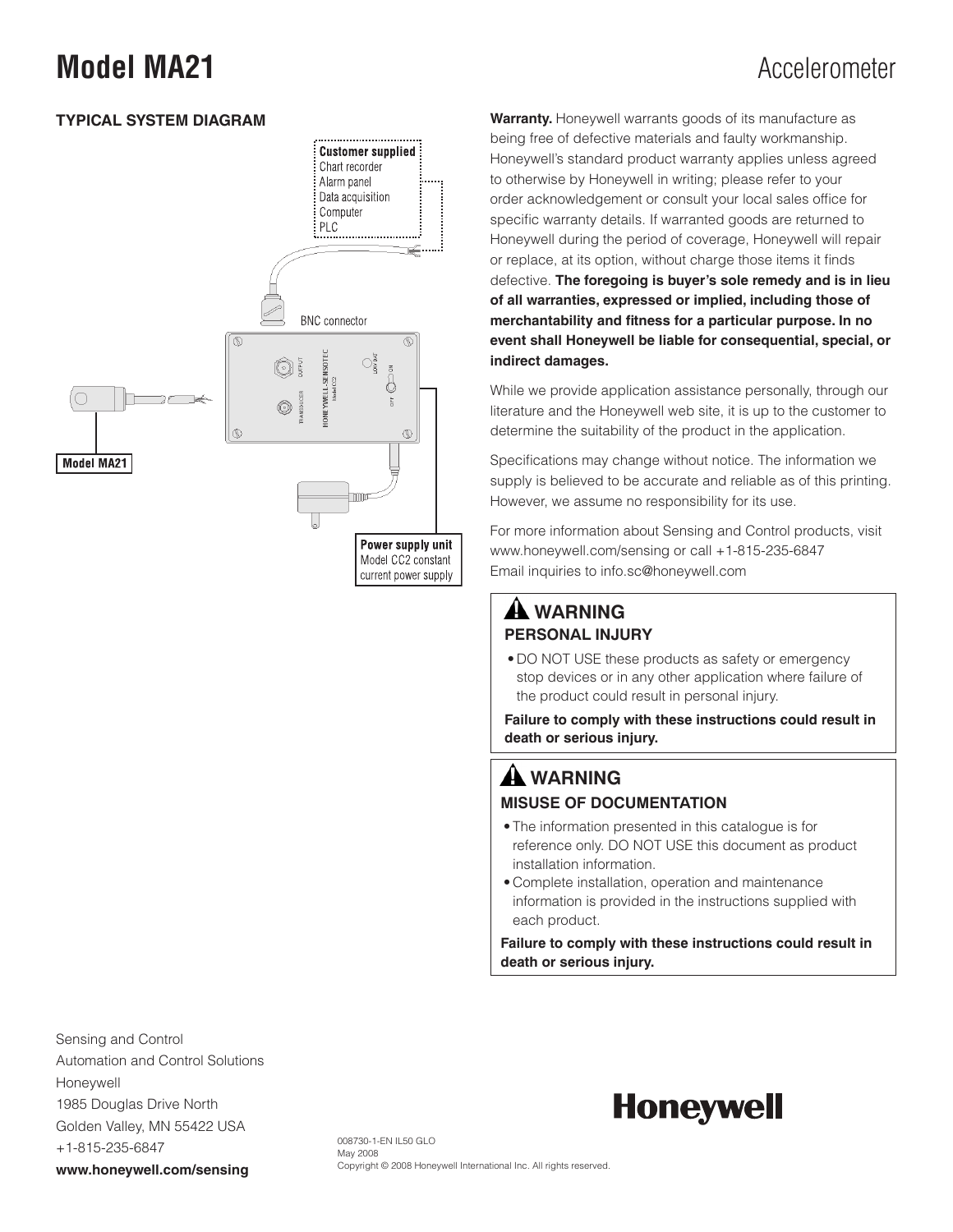## TYPICAL SYSTEM DIAGRAM

Customer supplied
Chart recorder
Alarm panel
Data acquisition
Computer
PLC

BNC connector

OUTPUT
TRANSDUCER
HONEYWELL-SENSOTEC
Model CC2
LOW BAT
ON
OFF

Model MA21

Power supply unit
Model CC2 constant current power supply

**Warranty.** Honeywell warrants goods of its manufacture as being free of defective materials and faulty workmanship. Honeywell's standard product warranty applies unless agreed to otherwise by Honeywell in writing; please refer to your order acknowledgement or consult your local sales office for specific warranty details. If warranted goods are returned to Honeywell during the period of coverage, Honeywell will repair or replace, at its option, without charge those items it finds defective. **The foregoing is buyer's sole remedy and is in lieu of all warranties, expressed or implied, including those of merchantability and fitness for a particular purpose. In no event shall Honeywell be liable for consequential, special, or indirect damages.**

While we provide application assistance personally, through our literature and the Honeywell web site, it is up to the customer to determine the suitability of the product in the application.

Specifications may change without notice. The information we supply is believed to be accurate and reliable as of this printing. However, we assume no responsibility for its use.

For more information about Sensing and Control products, visit www.honeywell.com/sensing or call +1-815-235-6847
Email inquiries to info.sc@honeywell.com

### ⚠ WARNING
**PERSONAL INJURY**

- DO NOT USE these products as safety or emergency stop devices or in any other application where failure of the product could result in personal injury.

**Failure to comply with these instructions could result in death or serious injury.**

### ⚠ WARNING
**MISUSE OF DOCUMENTATION**

- The information presented in this catalogue is for reference only. DO NOT USE this document as product installation information.
- Complete installation, operation and maintenance information is provided in the instructions supplied with each product.

**Failure to comply with these instructions could result in death or serious injury.**

Sensing and Control
Automation and Control Solutions
Honeywell
1985 Douglas Drive North
Golden Valley, MN 55422 USA
+1-815-235-6847
**www.honeywell.com/sensing**

008730-1-EN IL50 GLO
May 2008
Copyright © 2008 Honeywell International Inc. All rights reserved.

**Honeywell**